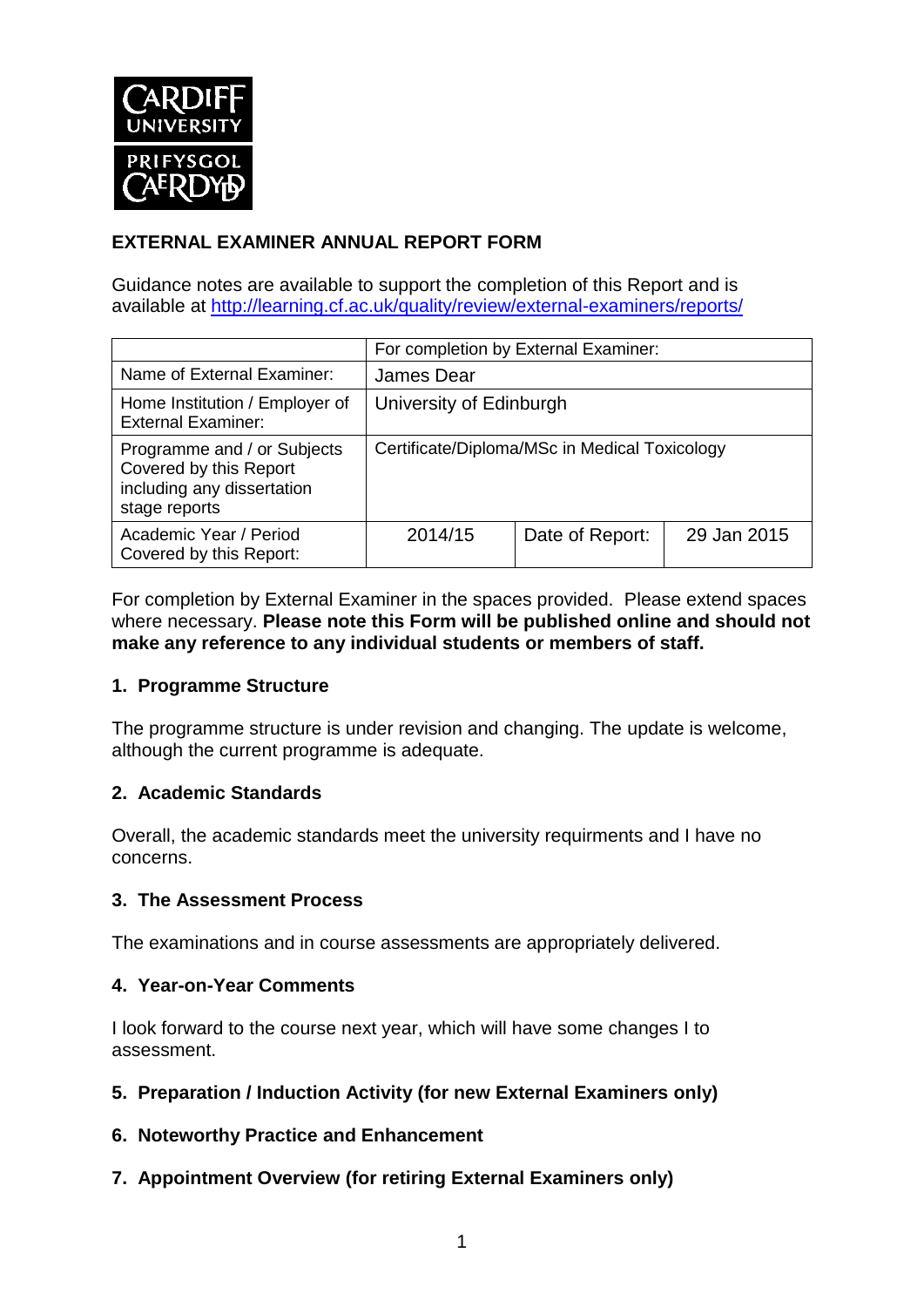CARDIFF UNIVERSITY
PRIFYSGOL CAERDYDD

## EXTERNAL EXAMINER ANNUAL REPORT FORM

Guidance notes are available to support the completion of this Report and is available at http://learning.cf.ac.uk/quality/review/external-examiners/reports/

| | For completion by External Examiner: | | |
|---|---|---|---|
| Name of External Examiner: | James Dear | | |
| Home Institution / Employer of External Examiner: | University of Edinburgh | | |
| Programme and / or Subjects Covered by this Report including any dissertation stage reports | Certificate/Diploma/MSc in Medical Toxicology | | |
| Academic Year / Period Covered by this Report: | 2014/15 | Date of Report: | 29 Jan 2015 |

For completion by External Examiner in the spaces provided. Please extend spaces where necessary. **Please note this Form will be published online and should not make any reference to any individual students or members of staff.**

### 1. Programme Structure

The programme structure is under revision and changing. The update is welcome, although the current programme is adequate.

### 2. Academic Standards

Overall, the academic standards meet the university requirments and I have no concerns.

### 3. The Assessment Process

The examinations and in course assessments are appropriately delivered.

### 4. Year-on-Year Comments

I look forward to the course next year, which will have some changes I to assessment.

### 5. Preparation / Induction Activity (for new External Examiners only)

### 6. Noteworthy Practice and Enhancement

### 7. Appointment Overview (for retiring External Examiners only)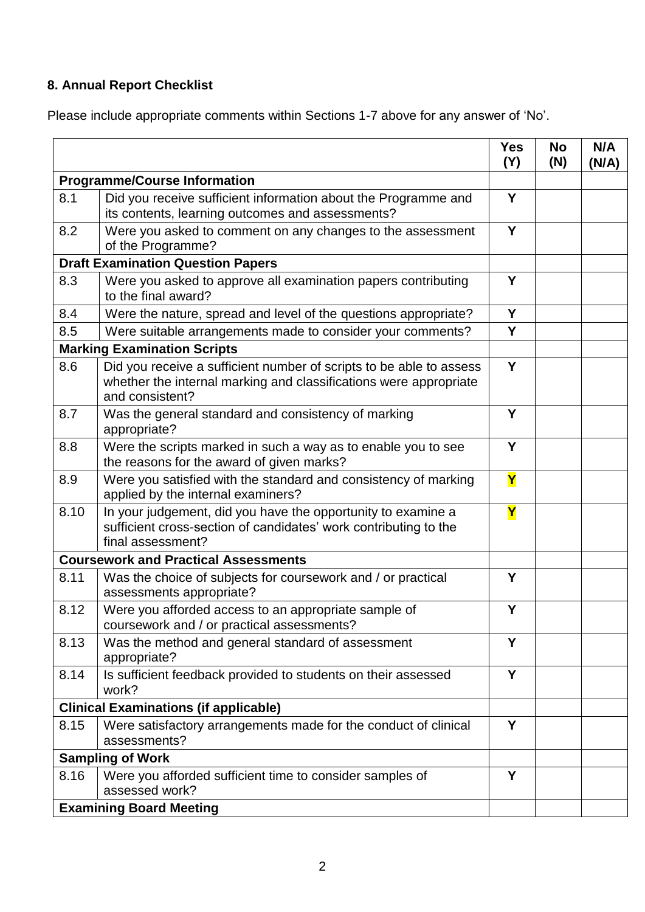## 8. Annual Report Checklist

Please include appropriate comments within Sections 1-7 above for any answer of 'No'.

| | | Yes (Y) | No (N) | N/A (N/A) |
|---|---|---|---|---|
| **Programme/Course Information** | | | | |
| 8.1 | Did you receive sufficient information about the Programme and its contents, learning outcomes and assessments? | Y | | |
| 8.2 | Were you asked to comment on any changes to the assessment of the Programme? | Y | | |
| **Draft Examination Question Papers** | | | | |
| 8.3 | Were you asked to approve all examination papers contributing to the final award? | Y | | |
| 8.4 | Were the nature, spread and level of the questions appropriate? | Y | | |
| 8.5 | Were suitable arrangements made to consider your comments? | Y | | |
| **Marking Examination Scripts** | | | | |
| 8.6 | Did you receive a sufficient number of scripts to be able to assess whether the internal marking and classifications were appropriate and consistent? | Y | | |
| 8.7 | Was the general standard and consistency of marking appropriate? | Y | | |
| 8.8 | Were the scripts marked in such a way as to enable you to see the reasons for the award of given marks? | Y | | |
| 8.9 | Were you satisfied with the standard and consistency of marking applied by the internal examiners? | Y | | |
| 8.10 | In your judgement, did you have the opportunity to examine a sufficient cross-section of candidates' work contributing to the final assessment? | Y | | |
| **Coursework and Practical Assessments** | | | | |
| 8.11 | Was the choice of subjects for coursework and / or practical assessments appropriate? | Y | | |
| 8.12 | Were you afforded access to an appropriate sample of coursework and / or practical assessments? | Y | | |
| 8.13 | Was the method and general standard of assessment appropriate? | Y | | |
| 8.14 | Is sufficient feedback provided to students on their assessed work? | Y | | |
| **Clinical Examinations (if applicable)** | | | | |
| 8.15 | Were satisfactory arrangements made for the conduct of clinical assessments? | Y | | |
| **Sampling of Work** | | | | |
| 8.16 | Were you afforded sufficient time to consider samples of assessed work? | Y | | |
| **Examining Board Meeting** | | | | |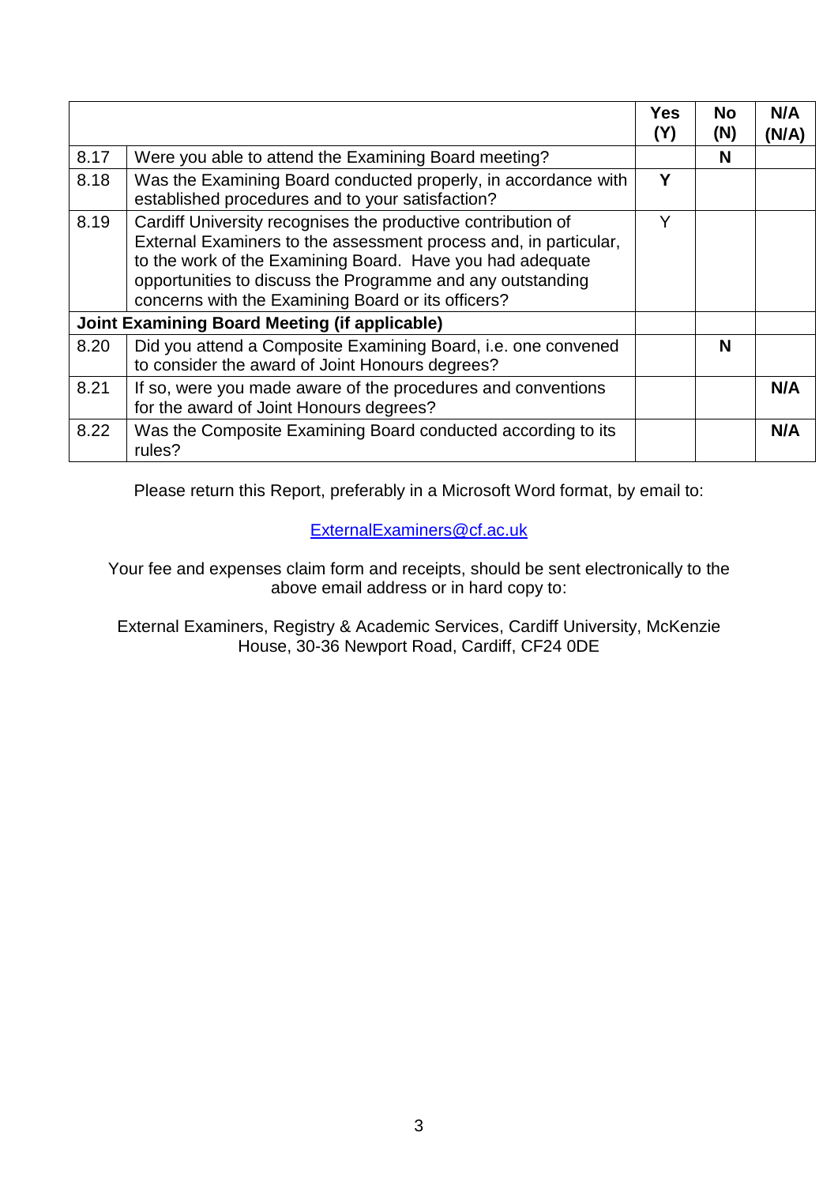| | | Yes (Y) | No (N) | N/A (N/A) |
|---|---|---|---|---|
| 8.17 | Were you able to attend the Examining Board meeting? | | **N** | |
| 8.18 | Was the Examining Board conducted properly, in accordance with established procedures and to your satisfaction? | **Y** | | |
| 8.19 | Cardiff University recognises the productive contribution of External Examiners to the assessment process and, in particular, to the work of the Examining Board. Have you had adequate opportunities to discuss the Programme and any outstanding concerns with the Examining Board or its officers? | Y | | |
| **Joint Examining Board Meeting (if applicable)** | | | | |
| 8.20 | Did you attend a Composite Examining Board, i.e. one convened to consider the award of Joint Honours degrees? | | **N** | |
| 8.21 | If so, were you made aware of the procedures and conventions for the award of Joint Honours degrees? | | | **N/A** |
| 8.22 | Was the Composite Examining Board conducted according to its rules? | | | **N/A** |

Please return this Report, preferably in a Microsoft Word format, by email to:

ExternalExaminers@cf.ac.uk

Your fee and expenses claim form and receipts, should be sent electronically to the above email address or in hard copy to:

External Examiners, Registry & Academic Services, Cardiff University, McKenzie House, 30-36 Newport Road, Cardiff, CF24 0DE